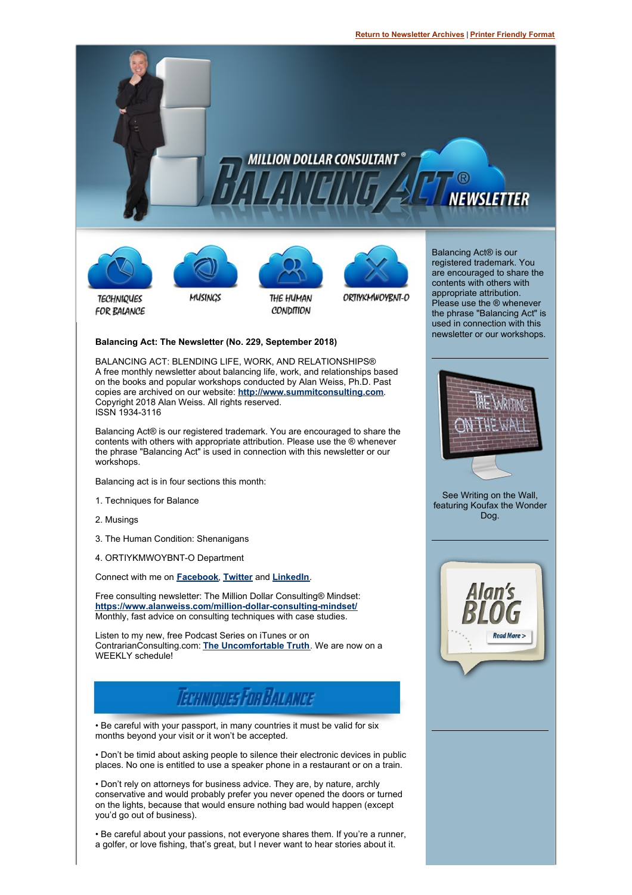Return to Newsletter Archives | Printer Friendly Format

MILLION DOLLAR CONSULTANT® BALANCING ACT® NEWSLETTER

TECHNIQUES FOR BALANCE | MUSINGS | THE HUMAN CONDITION | ORTIYKMWOYBNT-O

**Balancing Act: The Newsletter (No. 229, September 2018)**

BALANCING ACT: BLENDING LIFE, WORK, AND RELATIONSHIPS®
A free monthly newsletter about balancing life, work, and relationships based on the books and popular workshops conducted by Alan Weiss, Ph.D. Past copies are archived on our website: **http://www.summitconsulting.com**.
Copyright 2018 Alan Weiss. All rights reserved.
ISSN 1934-3116

Balancing Act® is our registered trademark. You are encouraged to share the contents with others with appropriate attribution. Please use the ® whenever the phrase "Balancing Act" is used in connection with this newsletter or our workshops.

Balancing act is in four sections this month:

1. Techniques for Balance
2. Musings
3. The Human Condition: Shenanigans
4. ORTIYKMWOYBNT-O Department

Connect with me on **Facebook**, **Twitter** and **LinkedIn**.

Free consulting newsletter: The Million Dollar Consulting® Mindset: **https://www.alanweiss.com/million-dollar-consulting-mindset/**
Monthly, fast advice on consulting techniques with case studies.

Listen to my new, free Podcast Series on iTunes or on ContrarianConsulting.com: **The Uncomfortable Truth**. We are now on a WEEKLY schedule!

## Techniques For Balance

• Be careful with your passport, in many countries it must be valid for six months beyond your visit or it won't be accepted.

• Don't be timid about asking people to silence their electronic devices in public places. No one is entitled to use a speaker phone in a restaurant or on a train.

• Don't rely on attorneys for business advice. They are, by nature, archly conservative and would probably prefer you never opened the doors or turned on the lights, because that would ensure nothing bad would happen (except you'd go out of business).

• Be careful about your passions, not everyone shares them. If you're a runner, a golfer, or love fishing, that's great, but I never want to hear stories about it.

Balancing Act® is our registered trademark. You are encouraged to share the contents with others with appropriate attribution. Please use the ® whenever the phrase "Balancing Act" is used in connection with this newsletter or our workshops.

THE WRITING ON THE WALL

See Writing on the Wall, featuring Koufax the Wonder Dog.

Alan's BLOG
Read More >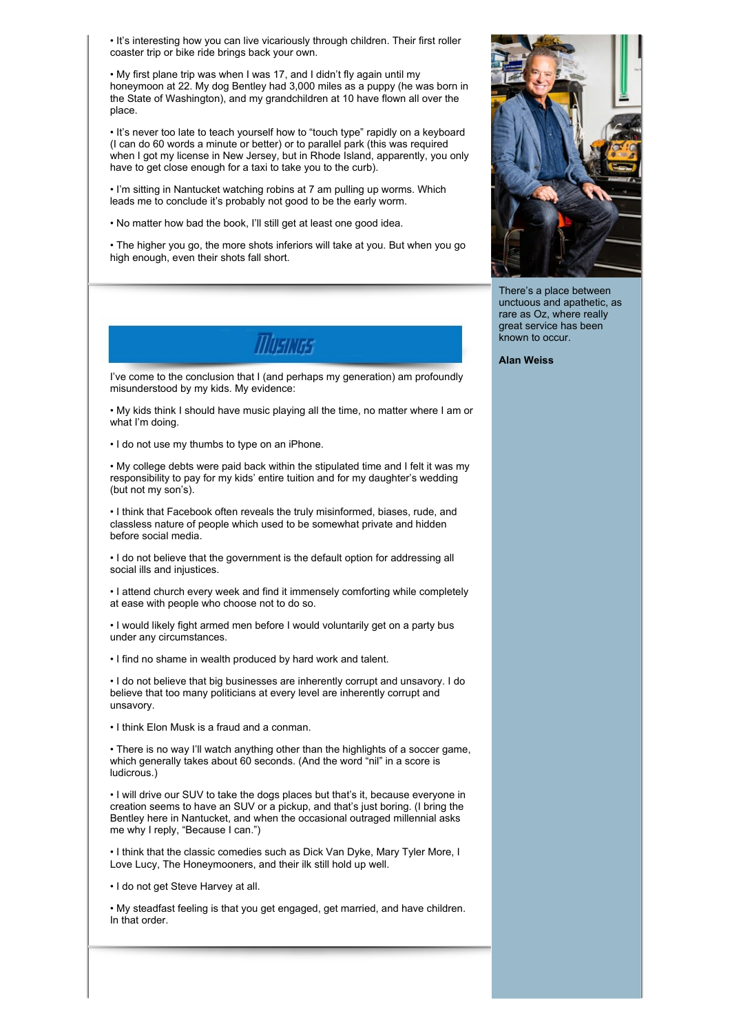• It's interesting how you can live vicariously through children. Their first roller coaster trip or bike ride brings back your own.

• My first plane trip was when I was 17, and I didn't fly again until my honeymoon at 22. My dog Bentley had 3,000 miles as a puppy (he was born in the State of Washington), and my grandchildren at 10 have flown all over the place.

• It's never too late to teach yourself how to "touch type" rapidly on a keyboard (I can do 60 words a minute or better) or to parallel park (this was required when I got my license in New Jersey, but in Rhode Island, apparently, you only have to get close enough for a taxi to take you to the curb).

• I'm sitting in Nantucket watching robins at 7 am pulling up worms. Which leads me to conclude it's probably not good to be the early worm.

• No matter how bad the book, I'll still get at least one good idea.

• The higher you go, the more shots inferiors will take at you. But when you go high enough, even their shots fall short.

There's a place between unctuous and apathetic, as rare as Oz, where really great service has been known to occur.

**Alan Weiss**

## Musings

I've come to the conclusion that I (and perhaps my generation) am profoundly misunderstood by my kids. My evidence:

• My kids think I should have music playing all the time, no matter where I am or what I'm doing.

• I do not use my thumbs to type on an iPhone.

• My college debts were paid back within the stipulated time and I felt it was my responsibility to pay for my kids' entire tuition and for my daughter's wedding (but not my son's).

• I think that Facebook often reveals the truly misinformed, biases, rude, and classless nature of people which used to be somewhat private and hidden before social media.

• I do not believe that the government is the default option for addressing all social ills and injustices.

• I attend church every week and find it immensely comforting while completely at ease with people who choose not to do so.

• I would likely fight armed men before I would voluntarily get on a party bus under any circumstances.

• I find no shame in wealth produced by hard work and talent.

• I do not believe that big businesses are inherently corrupt and unsavory. I do believe that too many politicians at every level are inherently corrupt and unsavory.

• I think Elon Musk is a fraud and a conman.

• There is no way I'll watch anything other than the highlights of a soccer game, which generally takes about 60 seconds. (And the word "nil" in a score is ludicrous.)

• I will drive our SUV to take the dogs places but that's it, because everyone in creation seems to have an SUV or a pickup, and that's just boring. (I bring the Bentley here in Nantucket, and when the occasional outraged millennial asks me why I reply, "Because I can.")

• I think that the classic comedies such as Dick Van Dyke, Mary Tyler More, I Love Lucy, The Honeymooners, and their ilk still hold up well.

• I do not get Steve Harvey at all.

• My steadfast feeling is that you get engaged, get married, and have children. In that order.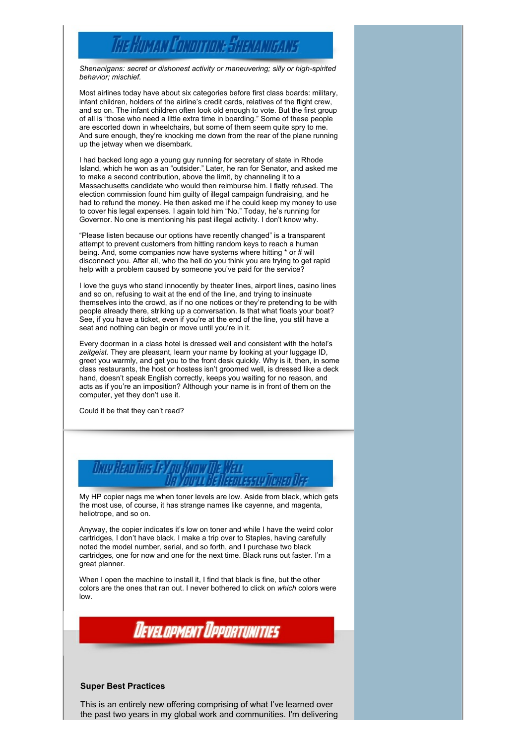## The Human Condition: Shenanigans

*Shenanigans: secret or dishonest activity or maneuvering; silly or high-spirited behavior; mischief.*

Most airlines today have about six categories before first class boards: military, infant children, holders of the airline's credit cards, relatives of the flight crew, and so on. The infant children often look old enough to vote. But the first group of all is "those who need a little extra time in boarding." Some of these people are escorted down in wheelchairs, but some of them seem quite spry to me. And sure enough, they're knocking me down from the rear of the plane running up the jetway when we disembark.

I had backed long ago a young guy running for secretary of state in Rhode Island, which he won as an "outsider." Later, he ran for Senator, and asked me to make a second contribution, above the limit, by channeling it to a Massachusetts candidate who would then reimburse him. I flatly refused. The election commission found him guilty of illegal campaign fundraising, and he had to refund the money. He then asked me if he could keep my money to use to cover his legal expenses. I again told him "No." Today, he's running for Governor. No one is mentioning his past illegal activity. I don't know why.

"Please listen because our options have recently changed" is a transparent attempt to prevent customers from hitting random keys to reach a human being. And, some companies now have systems where hitting * or # will disconnect you. After all, who the hell do you think you are trying to get rapid help with a problem caused by someone you've paid for the service?

I love the guys who stand innocently by theater lines, airport lines, casino lines and so on, refusing to wait at the end of the line, and trying to insinuate themselves into the crowd, as if no one notices or they're pretending to be with people already there, striking up a conversation. Is that what floats your boat? See, if you have a ticket, even if you're at the end of the line, you still have a seat and nothing can begin or move until you're in it.

Every doorman in a class hotel is dressed well and consistent with the hotel's *zeitgeist.* They are pleasant, learn your name by looking at your luggage ID, greet you warmly, and get you to the front desk quickly. Why is it, then, in some class restaurants, the host or hostess isn't groomed well, is dressed like a deck hand, doesn't speak English correctly, keeps you waiting for no reason, and acts as if you're an imposition? Although your name is in front of them on the computer, yet they don't use it.

Could it be that they can't read?

## Only Read This If You Know Me Well Or You'll Be Needlessly Ticked Off

My HP copier nags me when toner levels are low. Aside from black, which gets the most use, of course, it has strange names like cayenne, and magenta, heliotrope, and so on.

Anyway, the copier indicates it's low on toner and while I have the weird color cartridges, I don't have black. I make a trip over to Staples, having carefully noted the model number, serial, and so forth, and I purchase two black cartridges, one for now and one for the next time. Black runs out faster. I'm a great planner.

When I open the machine to install it, I find that black is fine, but the other colors are the ones that ran out. I never bothered to click on *which* colors were low.

## Development Opportunities

**Super Best Practices**

This is an entirely new offering comprising of what I've learned over the past two years in my global work and communities. I'm delivering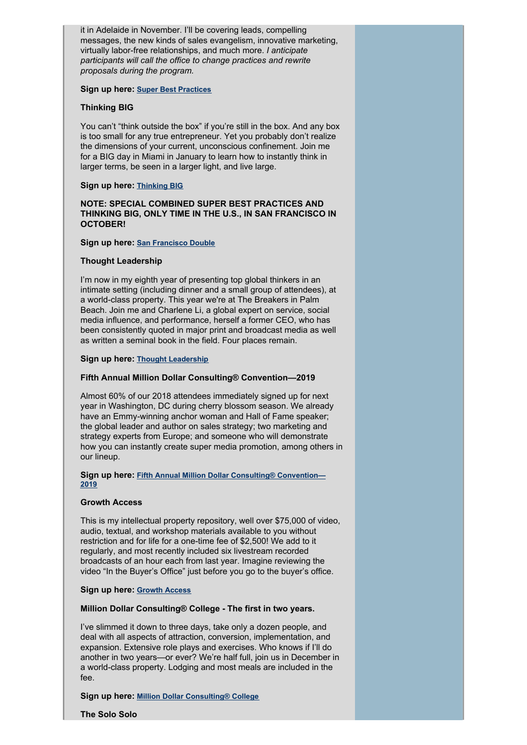it in Adelaide in November. I'll be covering leads, compelling messages, the new kinds of sales evangelism, innovative marketing, virtually labor-free relationships, and much more. *I anticipate participants will call the office to change practices and rewrite proposals during the program.*

**Sign up here:** Super Best Practices

**Thinking BIG**

You can't "think outside the box" if you're still in the box. And any box is too small for any true entrepreneur. Yet you probably don't realize the dimensions of your current, unconscious confinement. Join me for a BIG day in Miami in January to learn how to instantly think in larger terms, be seen in a larger light, and live large.

**Sign up here:** Thinking BIG

**NOTE: SPECIAL COMBINED SUPER BEST PRACTICES AND THINKING BIG, ONLY TIME IN THE U.S., IN SAN FRANCISCO IN OCTOBER!**

**Sign up here:** San Francisco Double

**Thought Leadership**

I'm now in my eighth year of presenting top global thinkers in an intimate setting (including dinner and a small group of attendees), at a world-class property. This year we're at The Breakers in Palm Beach. Join me and Charlene Li, a global expert on service, social media influence, and performance, herself a former CEO, who has been consistently quoted in major print and broadcast media as well as written a seminal book in the field. Four places remain.

**Sign up here:** Thought Leadership

**Fifth Annual Million Dollar Consulting® Convention—2019**

Almost 60% of our 2018 attendees immediately signed up for next year in Washington, DC during cherry blossom season. We already have an Emmy-winning anchor woman and Hall of Fame speaker; the global leader and author on sales strategy; two marketing and strategy experts from Europe; and someone who will demonstrate how you can instantly create super media promotion, among others in our lineup.

**Sign up here:** Fifth Annual Million Dollar Consulting® Convention—2019

**Growth Access**

This is my intellectual property repository, well over $75,000 of video, audio, textual, and workshop materials available to you without restriction and for life for a one-time fee of $2,500! We add to it regularly, and most recently included six livestream recorded broadcasts of an hour each from last year. Imagine reviewing the video "In the Buyer's Office" just before you go to the buyer's office.

**Sign up here:** Growth Access

**Million Dollar Consulting® College - The first in two years.**

I've slimmed it down to three days, take only a dozen people, and deal with all aspects of attraction, conversion, implementation, and expansion. Extensive role plays and exercises. Who knows if I'll do another in two years—or ever? We're half full, join us in December in a world-class property. Lodging and most meals are included in the fee.

**Sign up here:** Million Dollar Consulting® College

**The Solo Solo**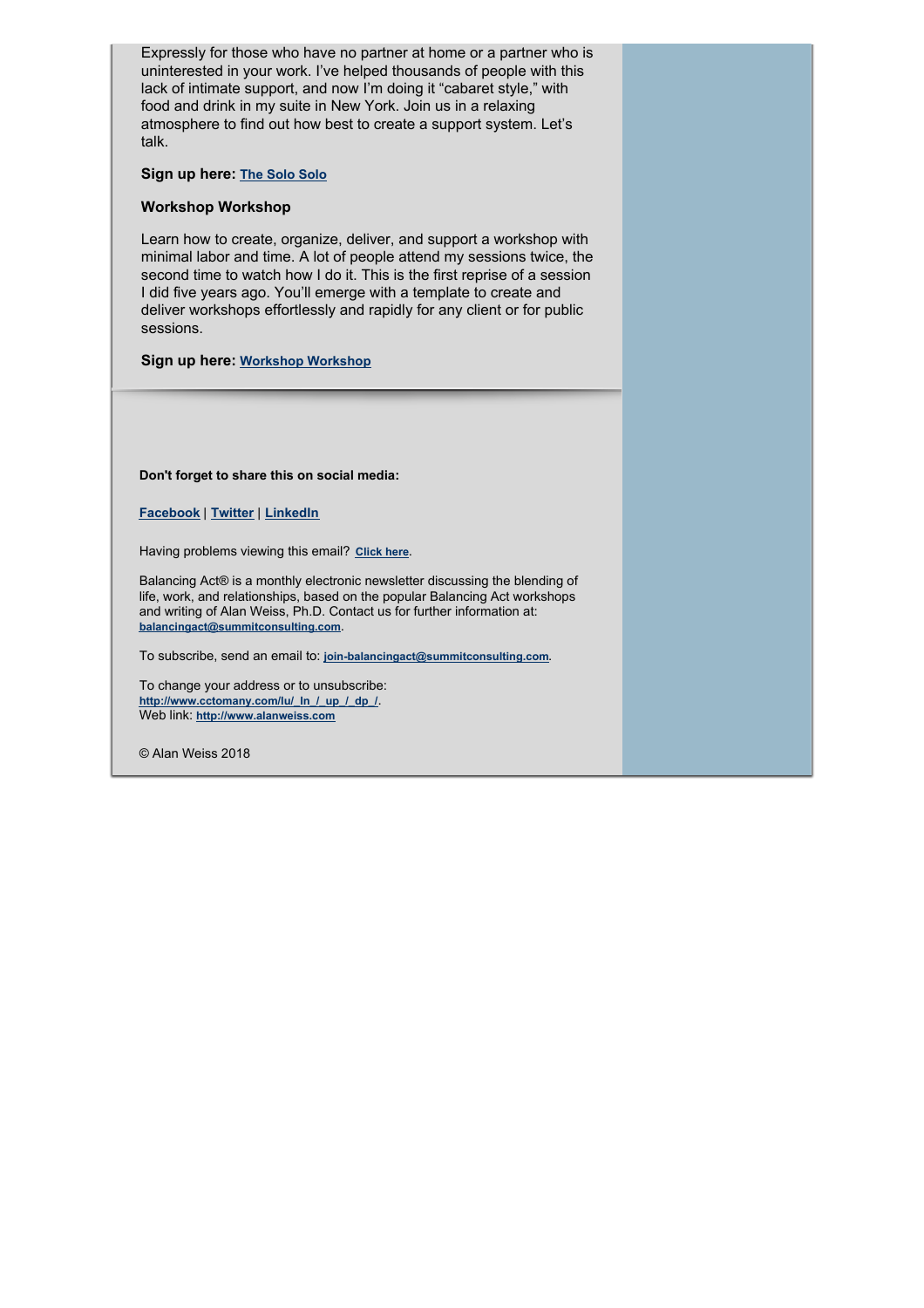Expressly for those who have no partner at home or a partner who is uninterested in your work. I've helped thousands of people with this lack of intimate support, and now I'm doing it "cabaret style," with food and drink in my suite in New York. Join us in a relaxing atmosphere to find out how best to create a support system. Let's talk.

**Sign up here:** The Solo Solo

**Workshop Workshop**

Learn how to create, organize, deliver, and support a workshop with minimal labor and time. A lot of people attend my sessions twice, the second time to watch how I do it. This is the first reprise of a session I did five years ago. You'll emerge with a template to create and deliver workshops effortlessly and rapidly for any client or for public sessions.

**Sign up here:** Workshop Workshop

**Don't forget to share this on social media:**

Facebook | Twitter | LinkedIn

Having problems viewing this email? Click here.

Balancing Act® is a monthly electronic newsletter discussing the blending of life, work, and relationships, based on the popular Balancing Act workshops and writing of Alan Weiss, Ph.D. Contact us for further information at: balancingact@summitconsulting.com.

To subscribe, send an email to: join-balancingact@summitconsulting.com.

To change your address or to unsubscribe:
http://www.cctomany.com/lu/_ln_/_up_/_dp_/.
Web link: http://www.alanweiss.com

© Alan Weiss 2018